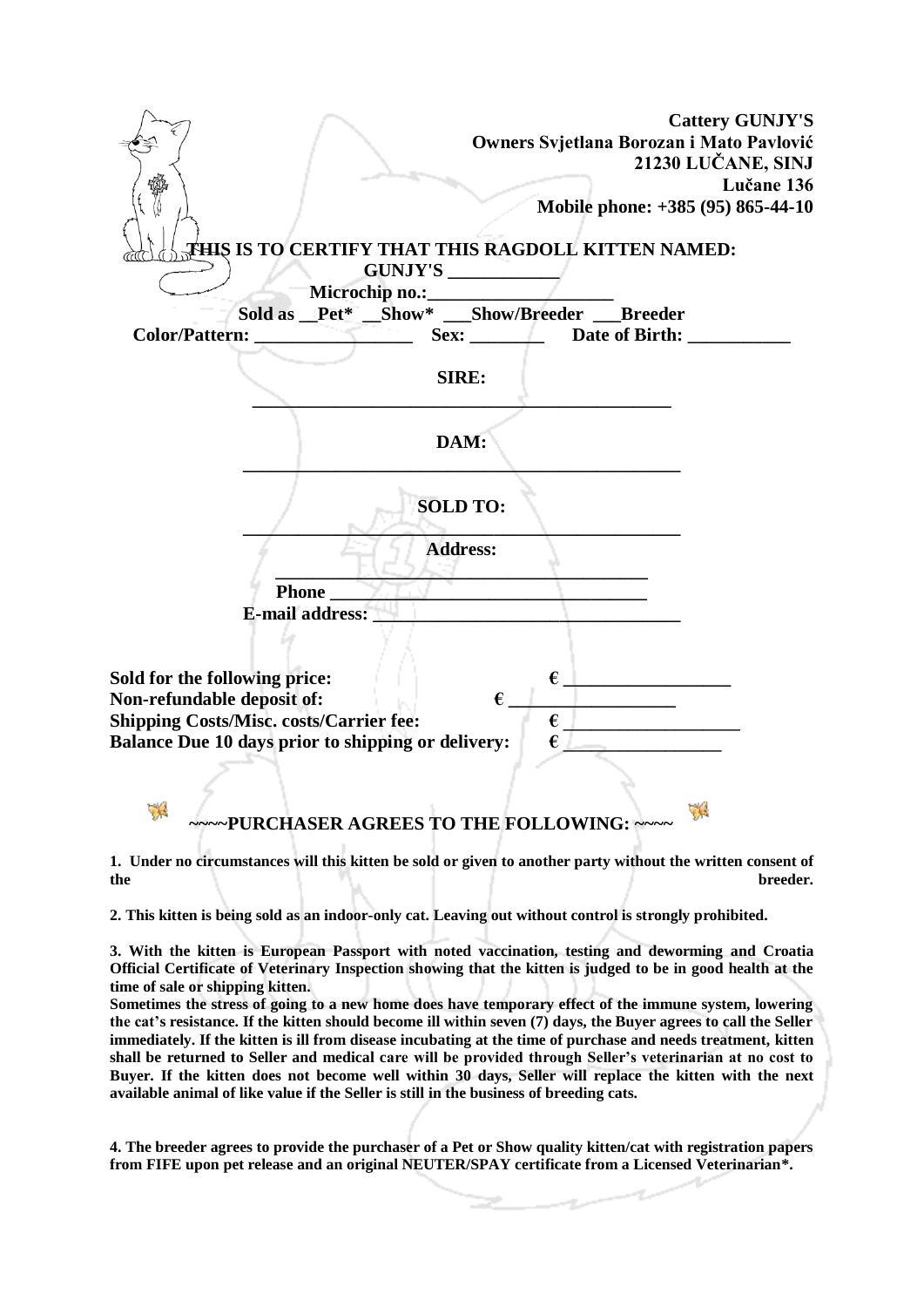**Cattery GUNJY'S**
**Owners Svjetlana Borozan i Mato Pavlović**
**21230 LUČANE, SINJ**
**Lučane 136**
**Mobile phone: +385 (95) 865-44-10**

**THIS IS TO CERTIFY THAT THIS RAGDOLL KITTEN NAMED:**

**GUNJY'S ____________**

**Microchip no.:____________________**

**Sold as __Pet* __Show* ___Show/Breeder ___Breeder**

**Color/Pattern: _________________ Sex: ________ Date of Birth: ___________**

**SIRE:**

**_________________________________________________**

**DAM:**

**_________________________________________________**

**SOLD TO:**

**_________________________________________________**

**Address:**

**_________________________________________**

**Phone ___________________________________**

**E-mail address: _________________________________**

**Sold for the following price: € __________________**
**Non-refundable deposit of: € __________________**
**Shipping Costs/Misc. costs/Carrier fee: € ___________________**
**Balance Due 10 days prior to shipping or delivery: € _________________**

## ~~~~PURCHASER AGREES TO THE FOLLOWING: ~~~~

**1. Under no circumstances will this kitten be sold or given to another party without the written consent of the breeder.**

**2. This kitten is being sold as an indoor-only cat. Leaving out without control is strongly prohibited.**

**3. With the kitten is European Passport with noted vaccination, testing and deworming and Croatia Official Certificate of Veterinary Inspection showing that the kitten is judged to be in good health at the time of sale or shipping kitten.**
**Sometimes the stress of going to a new home does have temporary effect of the immune system, lowering the cat's resistance. If the kitten should become ill within seven (7) days, the Buyer agrees to call the Seller immediately. If the kitten is ill from disease incubating at the time of purchase and needs treatment, kitten shall be returned to Seller and medical care will be provided through Seller's veterinarian at no cost to Buyer. If the kitten does not become well within 30 days, Seller will replace the kitten with the next available animal of like value if the Seller is still in the business of breeding cats.**

**4. The breeder agrees to provide the purchaser of a Pet or Show quality kitten/cat with registration papers from FIFE upon pet release and an original NEUTER/SPAY certificate from a Licensed Veterinarian*.**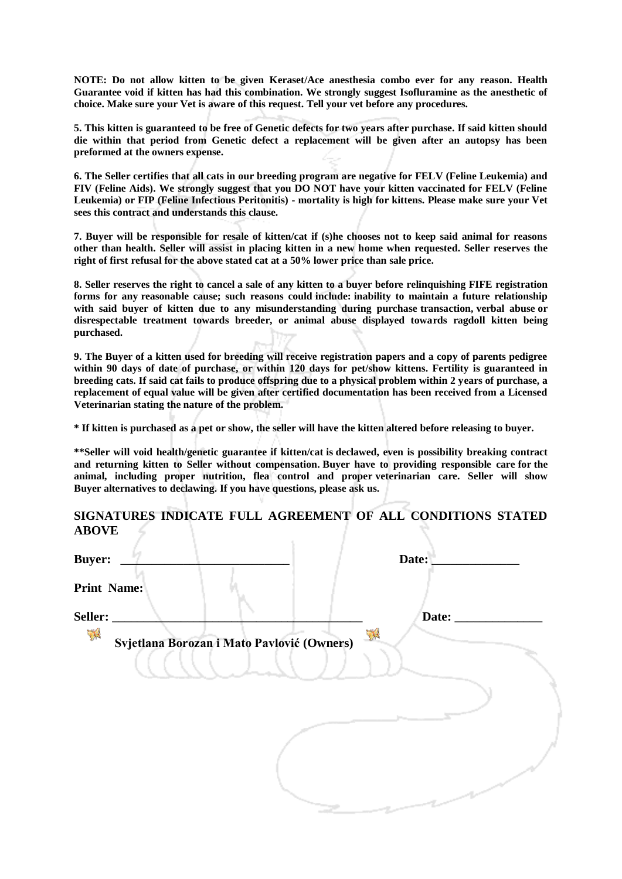**NOTE: Do not allow kitten to be given Keraset/Ace anesthesia combo ever for any reason. Health Guarantee void if kitten has had this combination. We strongly suggest Isofluramine as the anesthetic of choice. Make sure your Vet is aware of this request. Tell your vet before any procedures.**

**5. This kitten is guaranteed to be free of Genetic defects for two years after purchase. If said kitten should die within that period from Genetic defect a replacement will be given after an autopsy has been preformed at the owners expense.**

**6. The Seller certifies that all cats in our breeding program are negative for FELV (Feline Leukemia) and FIV (Feline Aids). We strongly suggest that you DO NOT have your kitten vaccinated for FELV (Feline Leukemia) or FIP (Feline Infectious Peritonitis) - mortality is high for kittens. Please make sure your Vet sees this contract and understands this clause.**

**7. Buyer will be responsible for resale of kitten/cat if (s)he chooses not to keep said animal for reasons other than health. Seller will assist in placing kitten in a new home when requested. Seller reserves the right of first refusal for the above stated cat at a 50% lower price than sale price.**

**8. Seller reserves the right to cancel a sale of any kitten to a buyer before relinquishing FIFE registration forms for any reasonable cause; such reasons could include: inability to maintain a future relationship with said buyer of kitten due to any misunderstanding during purchase transaction, verbal abuse or disrespectable treatment towards breeder, or animal abuse displayed towards ragdoll kitten being purchased.**

**9. The Buyer of a kitten used for breeding will receive registration papers and a copy of parents pedigree within 90 days of date of purchase, or within 120 days for pet/show kittens. Fertility is guaranteed in breeding cats. If said cat fails to produce offspring due to a physical problem within 2 years of purchase, a replacement of equal value will be given after certified documentation has been received from a Licensed Veterinarian stating the nature of the problem.**

**\* If kitten is purchased as a pet or show, the seller will have the kitten altered before releasing to buyer.**

**\*\*Seller will void health/genetic guarantee if kitten/cat is declawed, even is possibility breaking contract and returning kitten to Seller without compensation. Buyer have to providing responsible care for the animal, including proper nutrition, flea control and proper veterinarian care. Seller will show Buyer alternatives to declawing. If you have questions, please ask us.**

## SIGNATURES INDICATE FULL AGREEMENT OF ALL CONDITIONS STATED ABOVE

**Buyer:** ___________________________ **Date:** ______________

**Print Name:**

**Seller:** ________________________________________ **Date:** ______________

**Svjetlana Borozan i Mato Pavlović (Owners)**